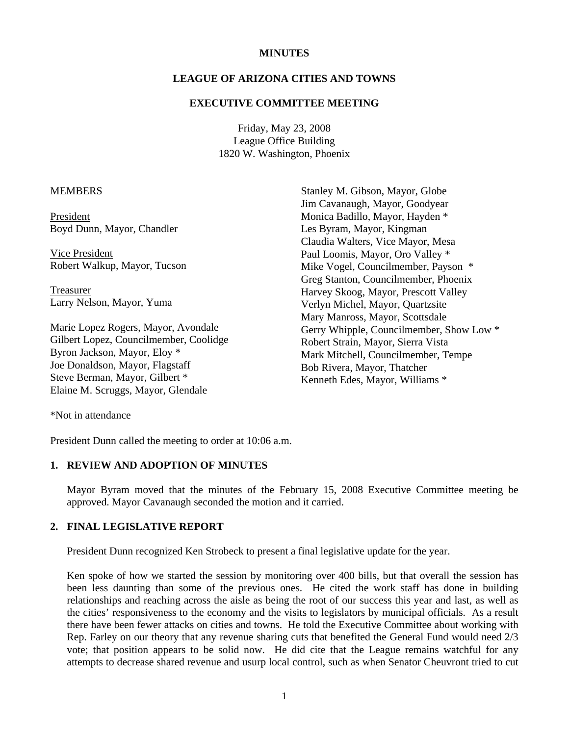**MINUTES**

**LEAGUE OF ARIZONA CITIES AND TOWNS**

**EXECUTIVE COMMITTEE MEETING**

Friday, May 23, 2008
League Office Building
1820 W. Washington, Phoenix

MEMBERS

President
Boyd Dunn, Mayor, Chandler

Vice President
Robert Walkup, Mayor, Tucson

Treasurer
Larry Nelson, Mayor, Yuma

Marie Lopez Rogers, Mayor, Avondale
Gilbert Lopez, Councilmember, Coolidge
Byron Jackson, Mayor, Eloy *
Joe Donaldson, Mayor, Flagstaff
Steve Berman, Mayor, Gilbert *
Elaine M. Scruggs, Mayor, Glendale
Stanley M. Gibson, Mayor, Globe
Jim Cavanaugh, Mayor, Goodyear
Monica Badillo, Mayor, Hayden *
Les Byram, Mayor, Kingman
Claudia Walters, Vice Mayor, Mesa
Paul Loomis, Mayor, Oro Valley *
Mike Vogel, Councilmember, Payson *
Greg Stanton, Councilmember, Phoenix
Harvey Skoog, Mayor, Prescott Valley
Verlyn Michel, Mayor, Quartzsite
Mary Manross, Mayor, Scottsdale
Gerry Whipple, Councilmember, Show Low *
Robert Strain, Mayor, Sierra Vista
Mark Mitchell, Councilmember, Tempe
Bob Rivera, Mayor, Thatcher
Kenneth Edes, Mayor, Williams *

*Not in attendance

President Dunn called the meeting to order at 10:06 a.m.

## 1. REVIEW AND ADOPTION OF MINUTES

Mayor Byram moved that the minutes of the February 15, 2008 Executive Committee meeting be approved. Mayor Cavanaugh seconded the motion and it carried.

## 2. FINAL LEGISLATIVE REPORT

President Dunn recognized Ken Strobeck to present a final legislative update for the year.

Ken spoke of how we started the session by monitoring over 400 bills, but that overall the session has been less daunting than some of the previous ones. He cited the work staff has done in building relationships and reaching across the aisle as being the root of our success this year and last, as well as the cities' responsiveness to the economy and the visits to legislators by municipal officials. As a result there have been fewer attacks on cities and towns. He told the Executive Committee about working with Rep. Farley on our theory that any revenue sharing cuts that benefited the General Fund would need 2/3 vote; that position appears to be solid now. He did cite that the League remains watchful for any attempts to decrease shared revenue and usurp local control, such as when Senator Cheuvront tried to cut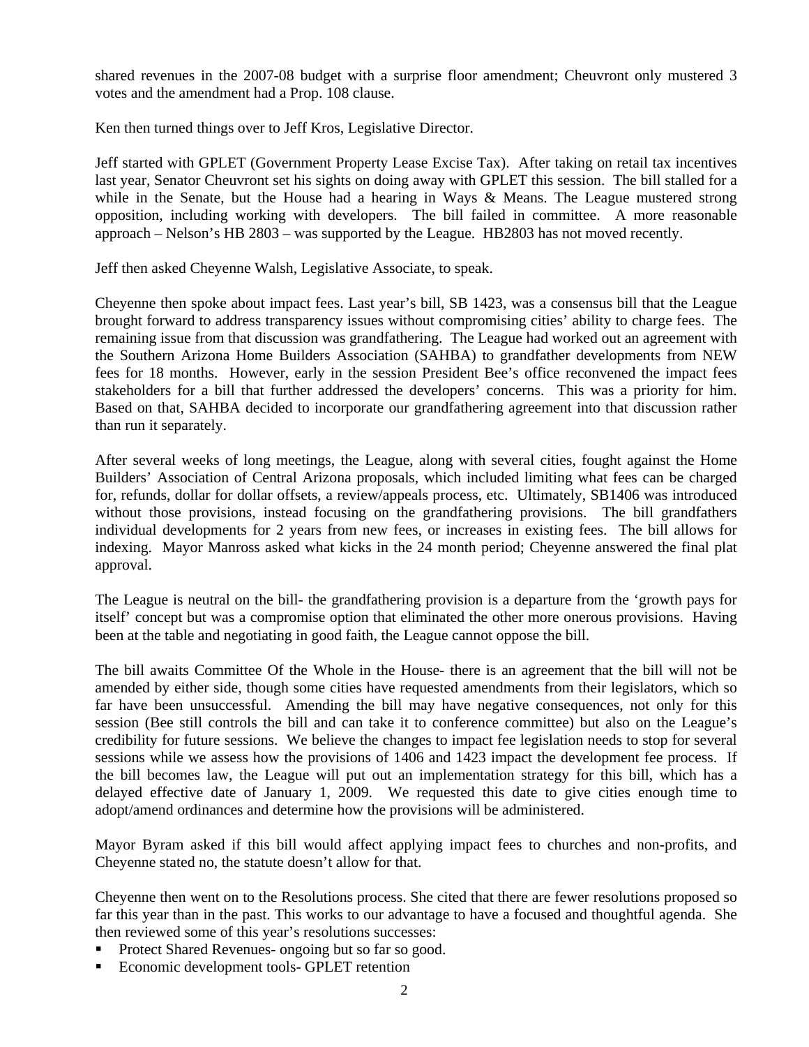shared revenues in the 2007-08 budget with a surprise floor amendment; Cheuvront only mustered 3 votes and the amendment had a Prop. 108 clause.

Ken then turned things over to Jeff Kros, Legislative Director.

Jeff started with GPLET (Government Property Lease Excise Tax). After taking on retail tax incentives last year, Senator Cheuvront set his sights on doing away with GPLET this session. The bill stalled for a while in the Senate, but the House had a hearing in Ways & Means. The League mustered strong opposition, including working with developers. The bill failed in committee. A more reasonable approach – Nelson's HB 2803 – was supported by the League. HB2803 has not moved recently.

Jeff then asked Cheyenne Walsh, Legislative Associate, to speak.

Cheyenne then spoke about impact fees. Last year's bill, SB 1423, was a consensus bill that the League brought forward to address transparency issues without compromising cities' ability to charge fees. The remaining issue from that discussion was grandfathering. The League had worked out an agreement with the Southern Arizona Home Builders Association (SAHBA) to grandfather developments from NEW fees for 18 months. However, early in the session President Bee's office reconvened the impact fees stakeholders for a bill that further addressed the developers' concerns. This was a priority for him. Based on that, SAHBA decided to incorporate our grandfathering agreement into that discussion rather than run it separately.

After several weeks of long meetings, the League, along with several cities, fought against the Home Builders' Association of Central Arizona proposals, which included limiting what fees can be charged for, refunds, dollar for dollar offsets, a review/appeals process, etc. Ultimately, SB1406 was introduced without those provisions, instead focusing on the grandfathering provisions. The bill grandfathers individual developments for 2 years from new fees, or increases in existing fees. The bill allows for indexing. Mayor Manross asked what kicks in the 24 month period; Cheyenne answered the final plat approval.

The League is neutral on the bill- the grandfathering provision is a departure from the 'growth pays for itself' concept but was a compromise option that eliminated the other more onerous provisions. Having been at the table and negotiating in good faith, the League cannot oppose the bill.

The bill awaits Committee Of the Whole in the House- there is an agreement that the bill will not be amended by either side, though some cities have requested amendments from their legislators, which so far have been unsuccessful. Amending the bill may have negative consequences, not only for this session (Bee still controls the bill and can take it to conference committee) but also on the League's credibility for future sessions. We believe the changes to impact fee legislation needs to stop for several sessions while we assess how the provisions of 1406 and 1423 impact the development fee process. If the bill becomes law, the League will put out an implementation strategy for this bill, which has a delayed effective date of January 1, 2009. We requested this date to give cities enough time to adopt/amend ordinances and determine how the provisions will be administered.

Mayor Byram asked if this bill would affect applying impact fees to churches and non-profits, and Cheyenne stated no, the statute doesn't allow for that.

Cheyenne then went on to the Resolutions process. She cited that there are fewer resolutions proposed so far this year than in the past. This works to our advantage to have a focused and thoughtful agenda. She then reviewed some of this year's resolutions successes:

- Protect Shared Revenues- ongoing but so far so good.
- Economic development tools- GPLET retention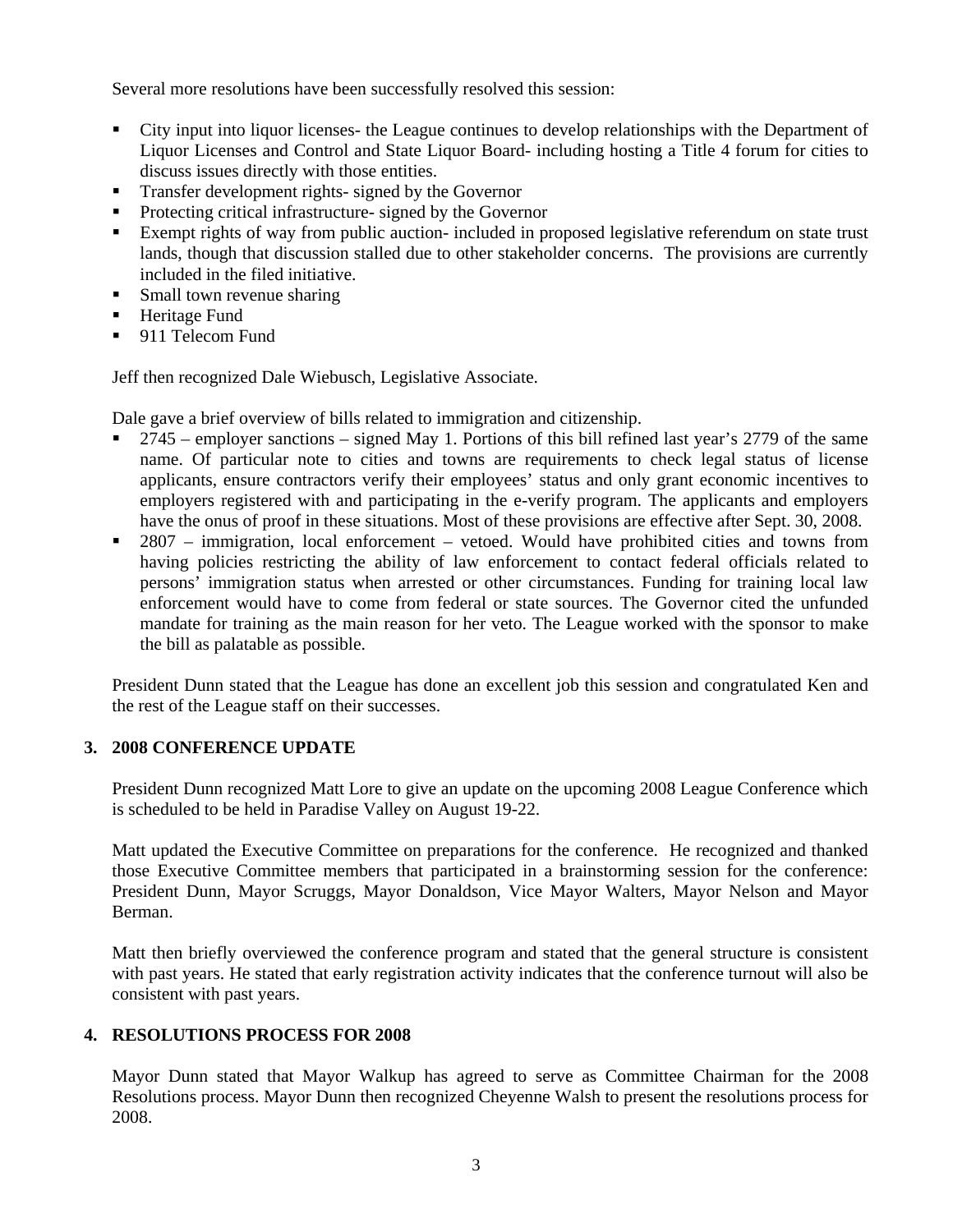Several more resolutions have been successfully resolved this session:

- City input into liquor licenses- the League continues to develop relationships with the Department of Liquor Licenses and Control and State Liquor Board- including hosting a Title 4 forum for cities to discuss issues directly with those entities.
- Transfer development rights- signed by the Governor
- Protecting critical infrastructure- signed by the Governor
- Exempt rights of way from public auction- included in proposed legislative referendum on state trust lands, though that discussion stalled due to other stakeholder concerns. The provisions are currently included in the filed initiative.
- Small town revenue sharing
- Heritage Fund
- 911 Telecom Fund

Jeff then recognized Dale Wiebusch, Legislative Associate.

Dale gave a brief overview of bills related to immigration and citizenship.

- 2745 – employer sanctions – signed May 1. Portions of this bill refined last year's 2779 of the same name. Of particular note to cities and towns are requirements to check legal status of license applicants, ensure contractors verify their employees' status and only grant economic incentives to employers registered with and participating in the e-verify program. The applicants and employers have the onus of proof in these situations. Most of these provisions are effective after Sept. 30, 2008.
- 2807 – immigration, local enforcement – vetoed. Would have prohibited cities and towns from having policies restricting the ability of law enforcement to contact federal officials related to persons' immigration status when arrested or other circumstances. Funding for training local law enforcement would have to come from federal or state sources. The Governor cited the unfunded mandate for training as the main reason for her veto. The League worked with the sponsor to make the bill as palatable as possible.

President Dunn stated that the League has done an excellent job this session and congratulated Ken and the rest of the League staff on their successes.

## 3. 2008 CONFERENCE UPDATE

President Dunn recognized Matt Lore to give an update on the upcoming 2008 League Conference which is scheduled to be held in Paradise Valley on August 19-22.

Matt updated the Executive Committee on preparations for the conference. He recognized and thanked those Executive Committee members that participated in a brainstorming session for the conference: President Dunn, Mayor Scruggs, Mayor Donaldson, Vice Mayor Walters, Mayor Nelson and Mayor Berman.

Matt then briefly overviewed the conference program and stated that the general structure is consistent with past years. He stated that early registration activity indicates that the conference turnout will also be consistent with past years.

## 4. RESOLUTIONS PROCESS FOR 2008

Mayor Dunn stated that Mayor Walkup has agreed to serve as Committee Chairman for the 2008 Resolutions process. Mayor Dunn then recognized Cheyenne Walsh to present the resolutions process for 2008.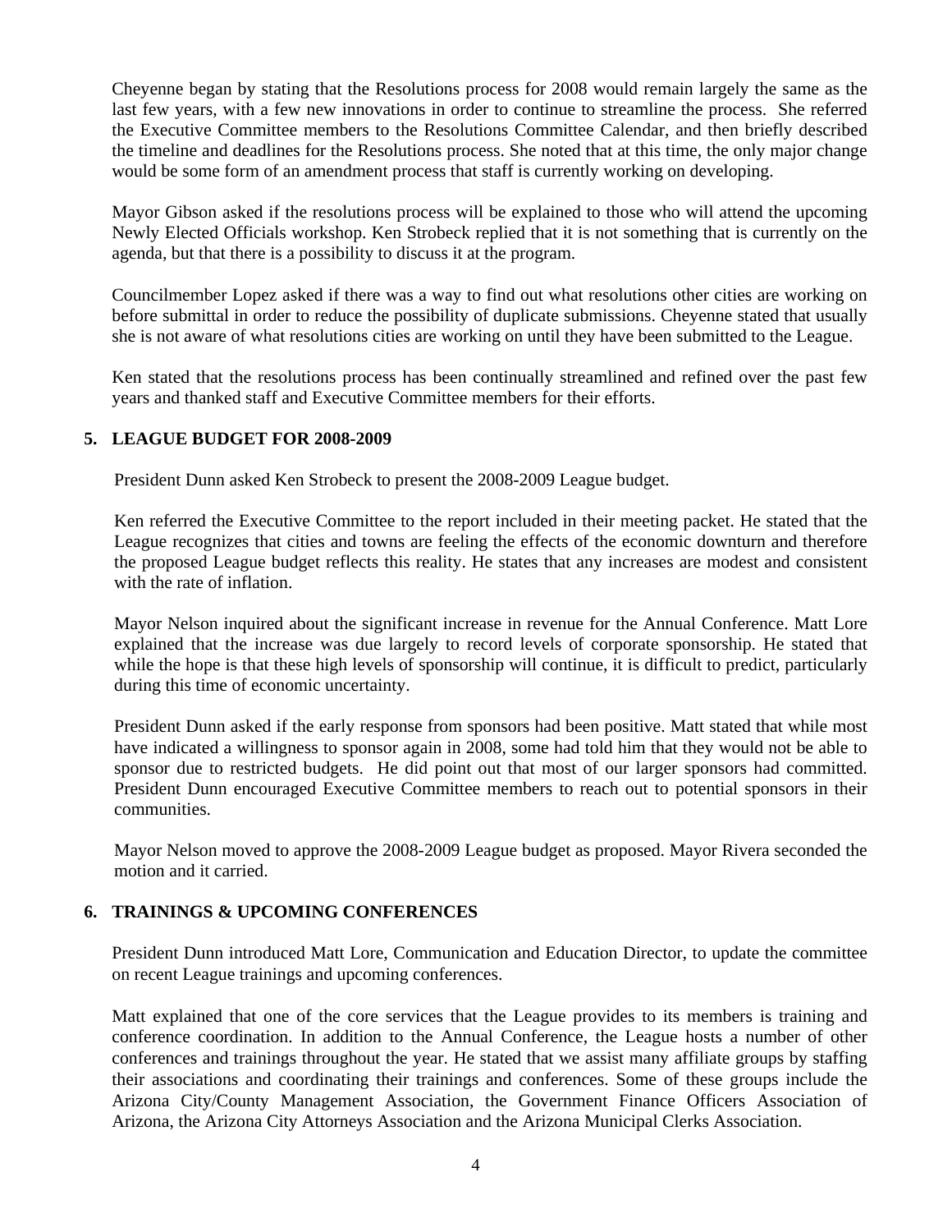Cheyenne began by stating that the Resolutions process for 2008 would remain largely the same as the last few years, with a few new innovations in order to continue to streamline the process. She referred the Executive Committee members to the Resolutions Committee Calendar, and then briefly described the timeline and deadlines for the Resolutions process. She noted that at this time, the only major change would be some form of an amendment process that staff is currently working on developing.

Mayor Gibson asked if the resolutions process will be explained to those who will attend the upcoming Newly Elected Officials workshop. Ken Strobeck replied that it is not something that is currently on the agenda, but that there is a possibility to discuss it at the program.

Councilmember Lopez asked if there was a way to find out what resolutions other cities are working on before submittal in order to reduce the possibility of duplicate submissions. Cheyenne stated that usually she is not aware of what resolutions cities are working on until they have been submitted to the League.

Ken stated that the resolutions process has been continually streamlined and refined over the past few years and thanked staff and Executive Committee members for their efforts.

## 5. LEAGUE BUDGET FOR 2008-2009

President Dunn asked Ken Strobeck to present the 2008-2009 League budget.

Ken referred the Executive Committee to the report included in their meeting packet. He stated that the League recognizes that cities and towns are feeling the effects of the economic downturn and therefore the proposed League budget reflects this reality. He states that any increases are modest and consistent with the rate of inflation.

Mayor Nelson inquired about the significant increase in revenue for the Annual Conference. Matt Lore explained that the increase was due largely to record levels of corporate sponsorship. He stated that while the hope is that these high levels of sponsorship will continue, it is difficult to predict, particularly during this time of economic uncertainty.

President Dunn asked if the early response from sponsors had been positive. Matt stated that while most have indicated a willingness to sponsor again in 2008, some had told him that they would not be able to sponsor due to restricted budgets. He did point out that most of our larger sponsors had committed. President Dunn encouraged Executive Committee members to reach out to potential sponsors in their communities.

Mayor Nelson moved to approve the 2008-2009 League budget as proposed. Mayor Rivera seconded the motion and it carried.

## 6. TRAININGS & UPCOMING CONFERENCES

President Dunn introduced Matt Lore, Communication and Education Director, to update the committee on recent League trainings and upcoming conferences.

Matt explained that one of the core services that the League provides to its members is training and conference coordination. In addition to the Annual Conference, the League hosts a number of other conferences and trainings throughout the year. He stated that we assist many affiliate groups by staffing their associations and coordinating their trainings and conferences. Some of these groups include the Arizona City/County Management Association, the Government Finance Officers Association of Arizona, the Arizona City Attorneys Association and the Arizona Municipal Clerks Association.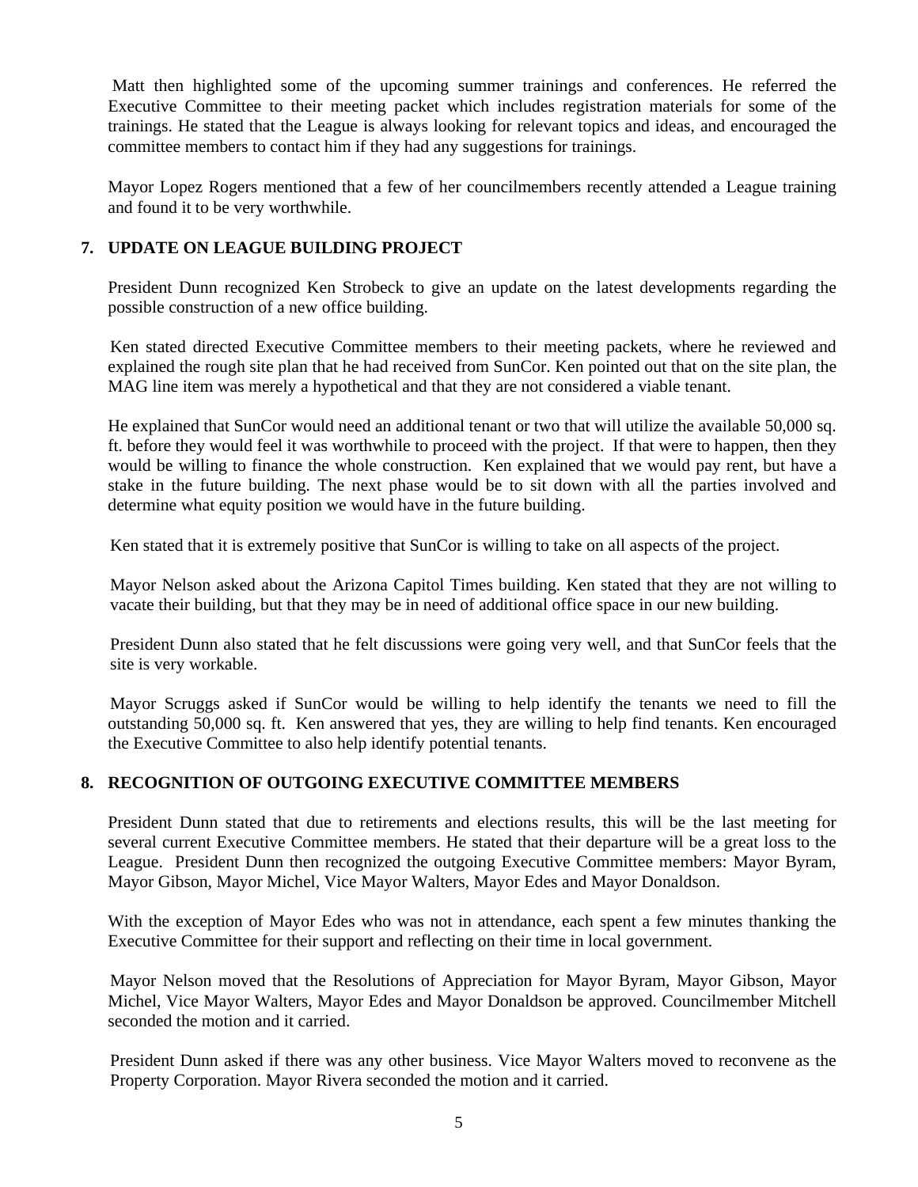Matt then highlighted some of the upcoming summer trainings and conferences. He referred the Executive Committee to their meeting packet which includes registration materials for some of the trainings. He stated that the League is always looking for relevant topics and ideas, and encouraged the committee members to contact him if they had any suggestions for trainings.

Mayor Lopez Rogers mentioned that a few of her councilmembers recently attended a League training and found it to be very worthwhile.

## 7. UPDATE ON LEAGUE BUILDING PROJECT

President Dunn recognized Ken Strobeck to give an update on the latest developments regarding the possible construction of a new office building.

Ken stated directed Executive Committee members to their meeting packets, where he reviewed and explained the rough site plan that he had received from SunCor. Ken pointed out that on the site plan, the MAG line item was merely a hypothetical and that they are not considered a viable tenant.

He explained that SunCor would need an additional tenant or two that will utilize the available 50,000 sq. ft. before they would feel it was worthwhile to proceed with the project. If that were to happen, then they would be willing to finance the whole construction. Ken explained that we would pay rent, but have a stake in the future building. The next phase would be to sit down with all the parties involved and determine what equity position we would have in the future building.

Ken stated that it is extremely positive that SunCor is willing to take on all aspects of the project.

Mayor Nelson asked about the Arizona Capitol Times building. Ken stated that they are not willing to vacate their building, but that they may be in need of additional office space in our new building.

President Dunn also stated that he felt discussions were going very well, and that SunCor feels that the site is very workable.

Mayor Scruggs asked if SunCor would be willing to help identify the tenants we need to fill the outstanding 50,000 sq. ft. Ken answered that yes, they are willing to help find tenants. Ken encouraged the Executive Committee to also help identify potential tenants.

## 8. RECOGNITION OF OUTGOING EXECUTIVE COMMITTEE MEMBERS

President Dunn stated that due to retirements and elections results, this will be the last meeting for several current Executive Committee members. He stated that their departure will be a great loss to the League. President Dunn then recognized the outgoing Executive Committee members: Mayor Byram, Mayor Gibson, Mayor Michel, Vice Mayor Walters, Mayor Edes and Mayor Donaldson.

With the exception of Mayor Edes who was not in attendance, each spent a few minutes thanking the Executive Committee for their support and reflecting on their time in local government.

Mayor Nelson moved that the Resolutions of Appreciation for Mayor Byram, Mayor Gibson, Mayor Michel, Vice Mayor Walters, Mayor Edes and Mayor Donaldson be approved. Councilmember Mitchell seconded the motion and it carried.

President Dunn asked if there was any other business. Vice Mayor Walters moved to reconvene as the Property Corporation. Mayor Rivera seconded the motion and it carried.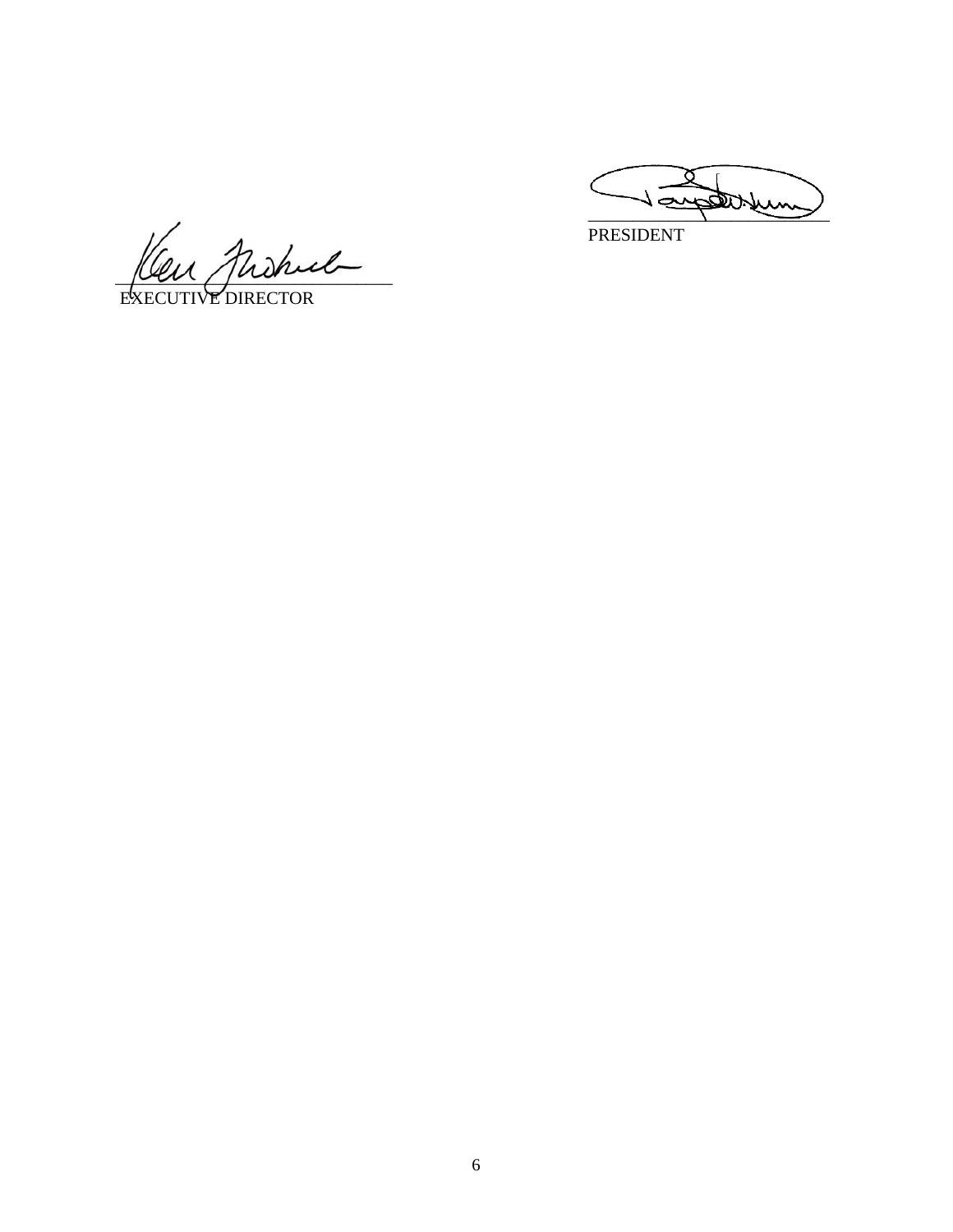PRESIDENT

EXECUTIVE DIRECTOR